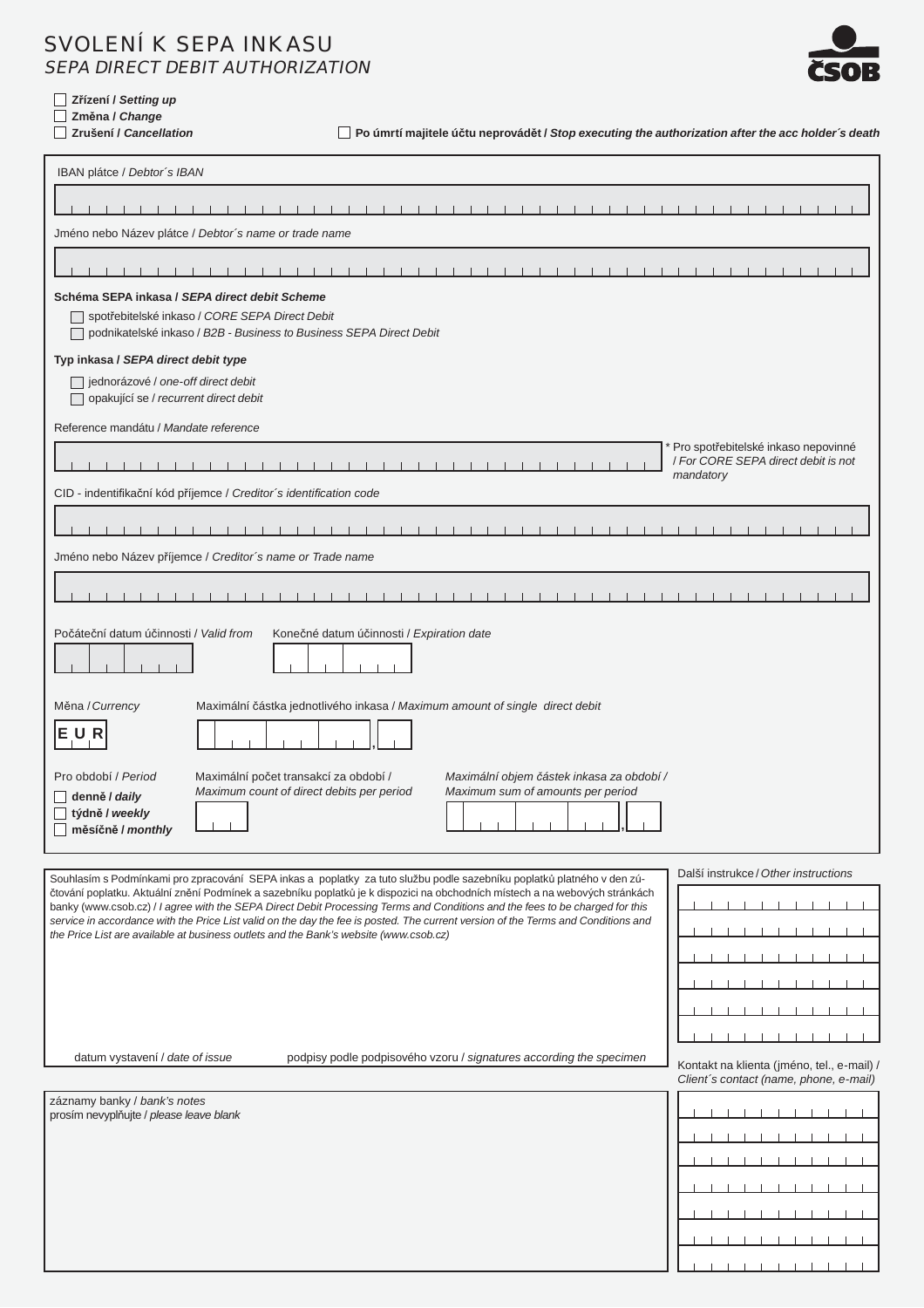# SVOLENÍ K SEPA INKASU
## *SEPA DIRECT DEBIT AUTHORIZATION*

ČSOB

- ☐ **Zřízení /** ***Setting up***
- ☐ **Změna /** ***Change***
- ☐ **Zrušení /** ***Cancellation***

☐ **Po úmrtí majitele účtu neprovádět /** ***Stop executing the authorization after the acc holder´s death***

IBAN plátce / *Debtor´s IBAN*

Jméno nebo Název plátce / *Debtor´s name or trade name*

**Schéma SEPA inkasa /** ***SEPA direct debit Scheme***

- ☐ spotřebitelské inkaso / *CORE SEPA Direct Debit*
- ☐ podnikatelské inkaso / *B2B - Business to Business SEPA Direct Debit*

**Typ inkasa /** ***SEPA direct debit type***

- ☐ jednorázové / *one-off direct debit*
- ☐ opakující se / *recurrent direct debit*

Reference mandátu / *Mandate reference*

* Pro spotřebitelské inkaso nepovinné / *For CORE SEPA direct debit is not mandatory*

CID - indentifikační kód příjemce / *Creditor´s identification code*

Jméno nebo Název příjemce / *Creditor´s name or Trade name*

Počáteční datum účinnosti / *Valid from*

Konečné datum účinnosti / *Expiration date*

Měna / *Currency*

EUR

Maximální částka jednotlivého inkasa / *Maximum amount of single direct debit*

Pro období / *Period*

- ☐ **denně /** ***daily***
- ☐ **týdně /** ***weekly***
- ☐ **měsíčně /** ***monthly***

Maximální počet transakcí za období / *Maximum count of direct debits per period*

*Maximální objem částek inkasa za období / Maximum sum of amounts per period*

Souhlasím s Podmínkami pro zpracování SEPA inkas a poplatky za tuto službu podle sazebníku poplatků platného v den zúčtování poplatku. Aktuální znění Podmínek a sazebníku poplatků je k dispozici na obchodních místech a na webových stránkách banky (www.csob.cz) / *I agree with the SEPA Direct Debit Processing Terms and Conditions and the fees to be charged for this service in accordance with the Price List valid on the day the fee is posted. The current version of the Terms and Conditions and the Price List are available at business outlets and the Bank's website (www.csob.cz)*

datum vystavení / *date of issue*

podpisy podle podpisového vzoru / *signatures according the specimen*

Další instrukce / *Other instructions*

Kontakt na klienta (jméno, tel., e-mail) / *Client´s contact (name, phone, e-mail)*

záznamy banky / *bank's notes*
prosím nevyplňujte / *please leave blank*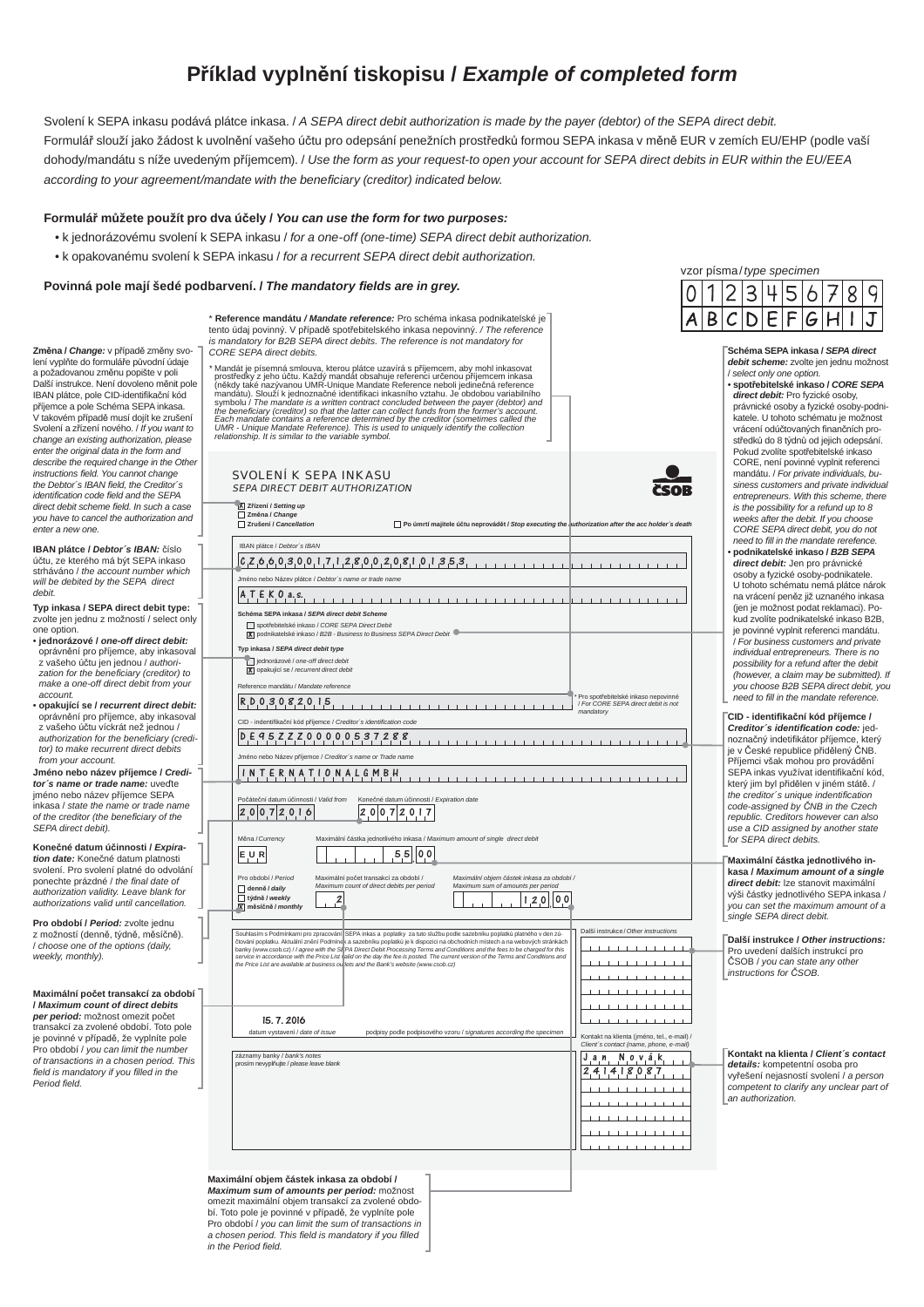# Příklad vyplnění tiskopisu / *Example of completed form*

Svolení k SEPA inkasu podává plátce inkasa. / *A SEPA direct debit authorization is made by the payer (debtor) of the SEPA direct debit.*
Formulář slouží jako žádost k uvolnění vašeho účtu pro odepsání peněžních prostředků formou SEPA inkasa v měně EUR v zemích EU/EHP (podle vaší dohody/mandátu s níže uvedeným příjemcem). / *Use the form as your request-to open your account for SEPA direct debits in EUR within the EU/EEA according to your agreement/mandate with the beneficiary (creditor) indicated below.*

**Formulář můžete použít pro dva účely / *You can use the form for two purposes:***

- k jednorázovému svolení k SEPA inkasu / *for a one-off (one-time) SEPA direct debit authorization.*
- k opakovanému svolení k SEPA inkasu / *for a recurrent SEPA direct debit authorization.*

vzor písma / *type specimen*

0 1 2 3 4 5 6 7 8 9
A B C D E F G H I J

**Povinná pole mají šedé podbarvení. / *The mandatory fields are in grey.***

\* **Reference mandátu / *Mandate reference:*** Pro schéma inkasa podnikatelské je tento údaj povinný. V případě spotřebitelského inkasa nepovinný. / *The reference is mandatory for B2B SEPA direct debits. The reference is not mandatory for CORE SEPA direct debits.*

\* Mandát je písemná smlouva, kterou plátce uzavírá s příjemcem, aby mohl inkasovat prostředky z jeho účtu. Každý mandát obsahuje referenci určenou příjemcem inkasa (někdy také nazývanou UMR-Unique Mandate Reference neboli jedinečná reference mandátu). Slouží k jednoznačné identifikaci inkasního vztahu. Je obdobou variabilního symbolu / *The mandate is a written contract concluded between the payer (debtor) and the beneficiary (creditor) so that the latter can collect funds from the former's account. Each mandate contains a reference determined by the creditor (sometimes called the UMR - Unique Mandate Reference). This is used to uniquely identify the collection relationship. It is similar to the variable symbol.*

**Změna / *Change:*** v případě změny svolení vyplňte do formuláře původní údaje a požadovanou změnu popište v poli Další instrukce. Není dovoleno měnit pole IBAN plátce, pole CID-identifikační kód příjemce a pole Schéma SEPA inkasa. V takovém případě musí dojít ke zrušení Svolení a zřízení nového. / *If you want to change an existing authorization, please enter the original data in the form and describe the required change in the Other instructions field. You cannot change the Debtor´s IBAN field, the Creditor´s identification code field and the SEPA direct debit scheme field. In such a case you have to cancel the authorization and enter a new one.*

**IBAN plátce / *Debtor´s IBAN:*** číslo účtu, ze kterého má být SEPA inkaso strháváno / *the account number which will be debited by the SEPA direct debit.*

**Typ inkasa / SEPA direct debit type:** zvolte jen jednu z možností / select only one option.

- **jednorázové / *one-off direct debit:*** oprávnění pro příjemce, aby inkasoval z vašeho účtu jen jednou / *authorization for the beneficiary (creditor) to make a one-off direct debit from your account.*
- **opakující se / *recurrent direct debit:*** oprávnění pro příjemce, aby inkasoval z vašeho účtu víckrát než jednou / *authorization for the beneficiary (creditor) to make recurrent direct debits from your account.*

**Jméno nebo název příjemce / *Creditor´s name or trade name:*** uveďte jméno nebo název příjemce SEPA inkasa / *state the name or trade name of the creditor (the beneficiary of the SEPA direct debit).*

**Konečné datum účinnosti / *Expiration date:*** Konečné datum platnosti svolení. Pro svolení platné do odvolání ponechte prázdné / *the final date of authorization validity. Leave blank for authorizations valid until cancellation.*

**Pro období / *Period:*** zvolte jednu z možností (denně, týdně, měsíčně). / *choose one of the options (daily, weekly, monthly).*

**Maximální počet transakcí za období / *Maximum count of direct debits per period:*** možnost omezit počet transakcí za zvolené období. Toto pole je povinné v případě, že vyplníte pole Pro období / *you can limit the number of transactions in a chosen period. This field is mandatory if you filled in the Period field.*

---

## SVOLENÍ K SEPA INKASU
*SEPA DIRECT DEBIT AUTHORIZATION*

ČSOB

- [x] **Zřízení / *Setting up***
- [ ] **Změna / *Change***
- [ ] **Zrušení / *Cancellation***
- [ ] **Po úmrtí majitele účtu neprovádět / *Stop executing the authorization after the acc holder´s death***

IBAN plátce / *Debtor´s IBAN*: CZ6603000171280020810353

Jméno nebo Název plátce / *Debtor´s name or trade name*: ATEKO a.s.

**Schéma SEPA inkasa / *SEPA direct debit Scheme***
- [ ] spotřebitelské inkaso / *CORE SEPA Direct Debit*
- [x] podnikatelské inkaso / *B2B - Business to Business SEPA Direct Debit*

**Typ inkasa / *SEPA direct debit type***
- [ ] jednorázové / *one-off direct debit*
- [x] opakující se / *recurrent direct debit*

Reference mandátu / *Mandate reference*: RD030820 15

\* Pro spotřebitelské inkaso nepovinné / *For CORE SEPA direct debit is not mandatory*

CID - indentifikační kód příjemce / *Creditor´s identification code*: DE95ZZZ00000537288

Jméno nebo Název příjemce / *Creditor´s name or Trade name*: INTERNATIONALGMBH

Počáteční datum účinnosti / *Valid from*: 20072016
Konečné datum účinnosti / *Expiration date*: 20072017

Měna / *Currency*: EUR
Maximální částka jednotlivého inkasa / *Maximum amount of single direct debit*: 55,00

Pro období / *Period*
- [ ] **denně / *daily***
- [ ] **týdně / *weekly***
- [x] **měsíčně / *monthly***

Maximální počet transakcí za období / *Maximum count of direct debits per period*: 2

Maximální objem částek inkasa za období / *Maximum sum of amounts per period*: 120,00

Souhlasím s Podmínkami pro zpracování SEPA inkas a poplatky za tuto službu podle sazebníku poplatků platného v den zúčtování poplatku. Aktuální znění Podmínek a sazebníku poplatků je k dispozici na obchodních místech a na webových stránkách banky (www.csob.cz) / *I agree with the SEPA Direct Debit Processing Terms and Conditions and the fees to be charged for this service in accordance with the Price List valid on the day the fee is posted. The current version of the Terms and Conditions and the Price List are available at business outlets and the Bank's website (www.csob.cz)*

15. 7. 2016
datum vystavení / *date of issue*
podpisy podle podpisového vzoru / *signatures according the specimen*

Další instrukce / *Other instructions*

Kontakt na klienta (jméno, tel., e-mail) / *Client´s contact (name, phone, e-mail)*: Jan Novák, 241418087

záznamy banky / *bank's notes*
prosím nevyplňujte / *please leave blank*

---

**Schéma SEPA inkasa / *SEPA direct debit scheme:*** zvolte jen jednu možnost / *select only one option.*

- **spotřebitelské inkaso / *CORE SEPA direct debit:*** Pro fyzické osoby, právnické osoby a fyzické osoby-podnikatele. U tohoto schématu je možnost vrácení odúčtovaných finančních prostředků do 8 týdnů od jejich odepsání. Pokud zvolíte spotřebitelské inkaso CORE, není povinné vyplnit referenci mandátu. / *For private individuals, business customers and private individual entrepreneurs. With this scheme, there is the possibility for a refund up to 8 weeks after the debit. If you choose CORE SEPA direct debit, you do not need to fill in the mandate reference.*
- **podnikatelské inkaso / *B2B SEPA direct debit:*** Jen pro právnické osoby a fyzické osoby-podnikatele. U tohoto schématu nemá plátce nárok na vrácení peněz již uznaného inkasa (jen je možnost podat reklamaci). Pokud zvolíte podnikatelské inkaso B2B, je povinné vyplnit referenci mandátu. / *For business customers and private individual entrepreneurs. There is no possibility for a refund after the debit (however, a claim may be submitted). If you choose B2B SEPA direct debit, you need to fill in the mandate reference.*

**CID - identifikační kód příjemce / *Creditor´s identification code:*** jednoznačný indetifikátor příjemce, který je v České republice přidělený ČNB. Příjemci však mohou pro provádění SEPA inkas využívat identifikační kód, který jim byl přidělen v jiném státě. / *the creditor´s unique indentification code-assigned by ČNB in the Czech republic. Creditors however can also use a CID assigned by another state for SEPA direct debits.*

**Maximální částka jednotlivého inkasa / *Maximum amount of a single direct debit:*** lze stanovit maximální výši částky jednotlivého SEPA inkasa / *you can set the maximum amount of a single SEPA direct debit.*

**Další instrukce / *Other instructions:*** Pro uvedení dalších instrukcí pro ČSOB / *you can state any other instructions for ČSOB.*

**Kontakt na klienta / *Client´s contact details:*** kompetentní osoba pro vyřešení nejasností svolení / *a person competent to clarify any unclear part of an authorization.*

**Maximální objem částek inkasa za období / *Maximum sum of amounts per period:*** možnost omezit maximální objem transakcí za zvolené období. Toto pole je povinné v případě, že vyplníte pole Pro období / *you can limit the sum of transactions in a chosen period. This field is mandatory if you filled in the Period field.*